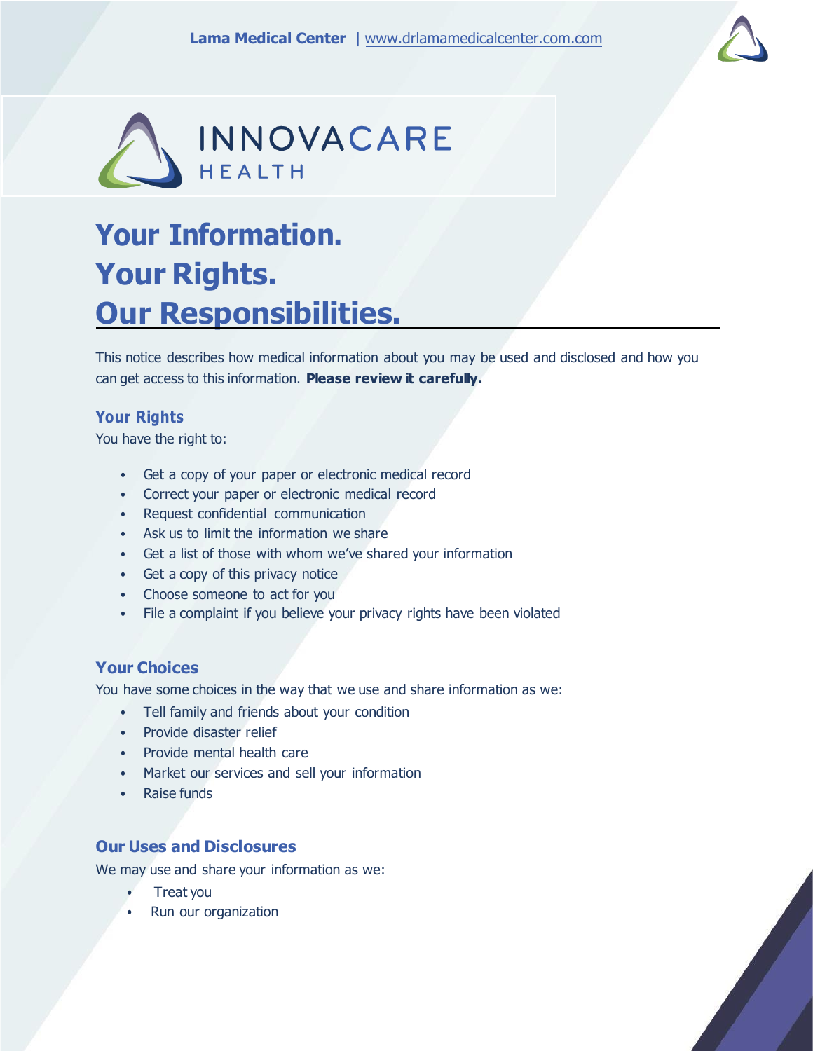**Lama Medical Center** | www.drlamamedicalcenter.com.com

INNOVACARE
HEALTH

# Your Information. Your Rights. Our Responsibilities.

This notice describes how medical information about you may be used and disclosed and how you can get access to this information. **Please review it carefully.**

## Your Rights

You have the right to:

- Get a copy of your paper or electronic medical record
- Correct your paper or electronic medical record
- Request confidential communication
- Ask us to limit the information we share
- Get a list of those with whom we've shared your information
- Get a copy of this privacy notice
- Choose someone to act for you
- File a complaint if you believe your privacy rights have been violated

## Your Choices

You have some choices in the way that we use and share information as we:

- Tell family and friends about your condition
- Provide disaster relief
- Provide mental health care
- Market our services and sell your information
- Raise funds

## Our Uses and Disclosures

We may use and share your information as we:

- Treat you
- Run our organization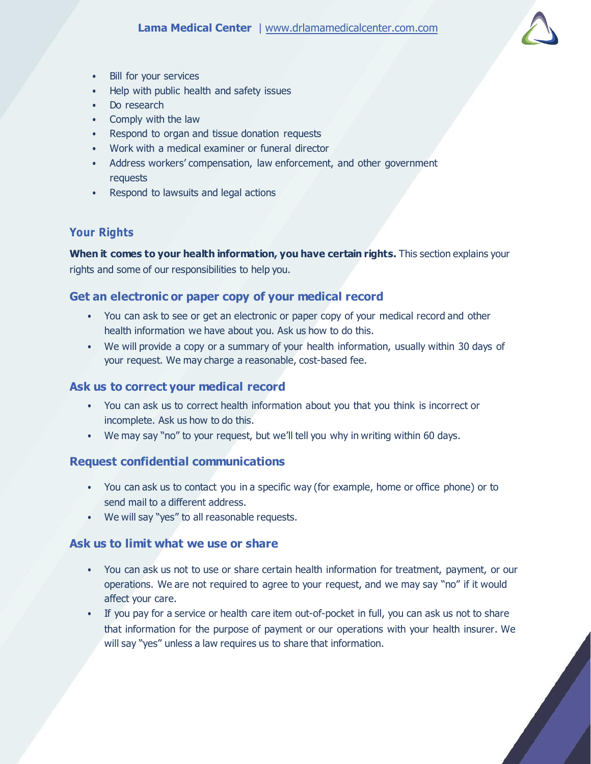- Bill for your services
- Help with public health and safety issues
- Do research
- Comply with the law
- Respond to organ and tissue donation requests
- Work with a medical examiner or funeral director
- Address workers' compensation, law enforcement, and other government requests
- Respond to lawsuits and legal actions

## Your Rights

**When it comes to your health information, you have certain rights.** This section explains your rights and some of our responsibilities to help you.

### Get an electronic or paper copy of your medical record

- You can ask to see or get an electronic or paper copy of your medical record and other health information we have about you. Ask us how to do this.
- We will provide a copy or a summary of your health information, usually within 30 days of your request. We may charge a reasonable, cost-based fee.

### Ask us to correct your medical record

- You can ask us to correct health information about you that you think is incorrect or incomplete. Ask us how to do this.
- We may say "no" to your request, but we'll tell you why in writing within 60 days.

### Request confidential communications

- You can ask us to contact you in a specific way (for example, home or office phone) or to send mail to a different address.
- We will say "yes" to all reasonable requests.

### Ask us to limit what we use or share

- You can ask us not to use or share certain health information for treatment, payment, or our operations. We are not required to agree to your request, and we may say "no" if it would affect your care.
- If you pay for a service or health care item out-of-pocket in full, you can ask us not to share that information for the purpose of payment or our operations with your health insurer. We will say "yes" unless a law requires us to share that information.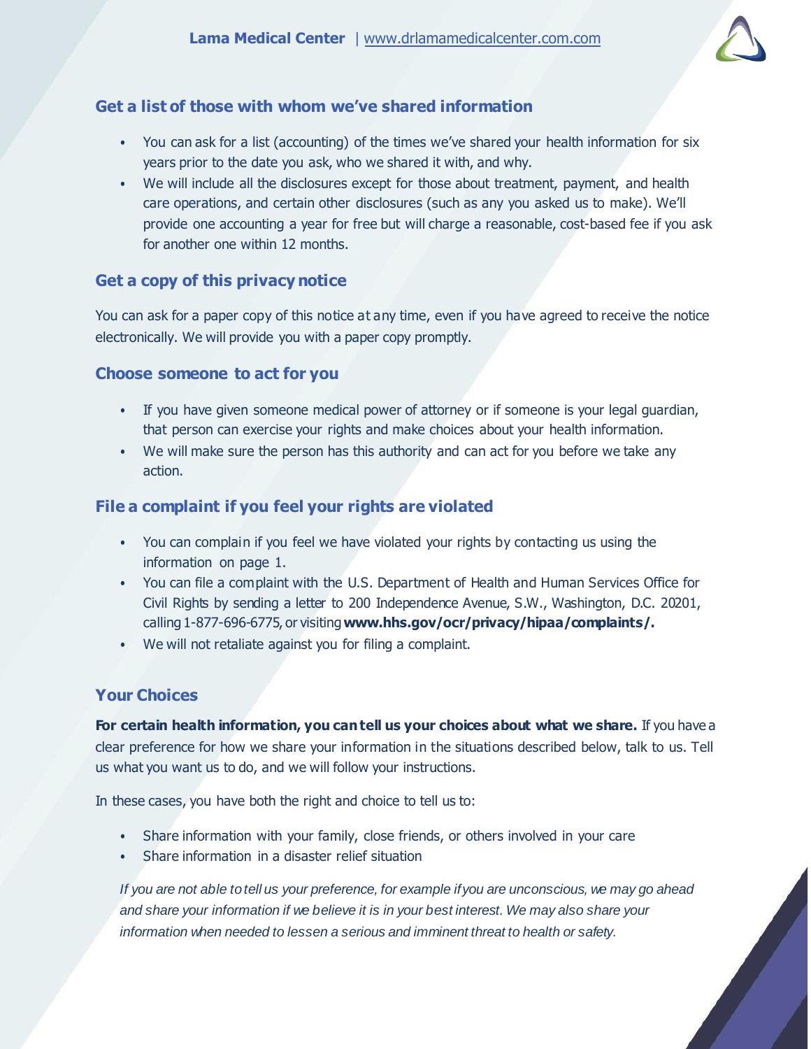## Get a list of those with whom we've shared information

- You can ask for a list (accounting) of the times we've shared your health information for six years prior to the date you ask, who we shared it with, and why.
- We will include all the disclosures except for those about treatment, payment, and health care operations, and certain other disclosures (such as any you asked us to make). We'll provide one accounting a year for free but will charge a reasonable, cost-based fee if you ask for another one within 12 months.

## Get a copy of this privacy notice

You can ask for a paper copy of this notice at any time, even if you have agreed to receive the notice electronically. We will provide you with a paper copy promptly.

## Choose someone to act for you

- If you have given someone medical power of attorney or if someone is your legal guardian, that person can exercise your rights and make choices about your health information.
- We will make sure the person has this authority and can act for you before we take any action.

## File a complaint if you feel your rights are violated

- You can complain if you feel we have violated your rights by contacting us using the information on page 1.
- You can file a complaint with the U.S. Department of Health and Human Services Office for Civil Rights by sending a letter to 200 Independence Avenue, S.W., Washington, D.C. 20201, calling 1-877-696-6775, or visiting **www.hhs.gov/ocr/privacy/hipaa/complaints/.**
- We will not retaliate against you for filing a complaint.

## Your Choices

**For certain health information, you can tell us your choices about what we share.** If you have a clear preference for how we share your information in the situations described below, talk to us. Tell us what you want us to do, and we will follow your instructions.

In these cases, you have both the right and choice to tell us to:

- Share information with your family, close friends, or others involved in your care
- Share information in a disaster relief situation

*If you are not able to tell us your preference, for example if you are unconscious, we may go ahead and share your information if we believe it is in your best interest. We may also share your information when needed to lessen a serious and imminent threat to health or safety.*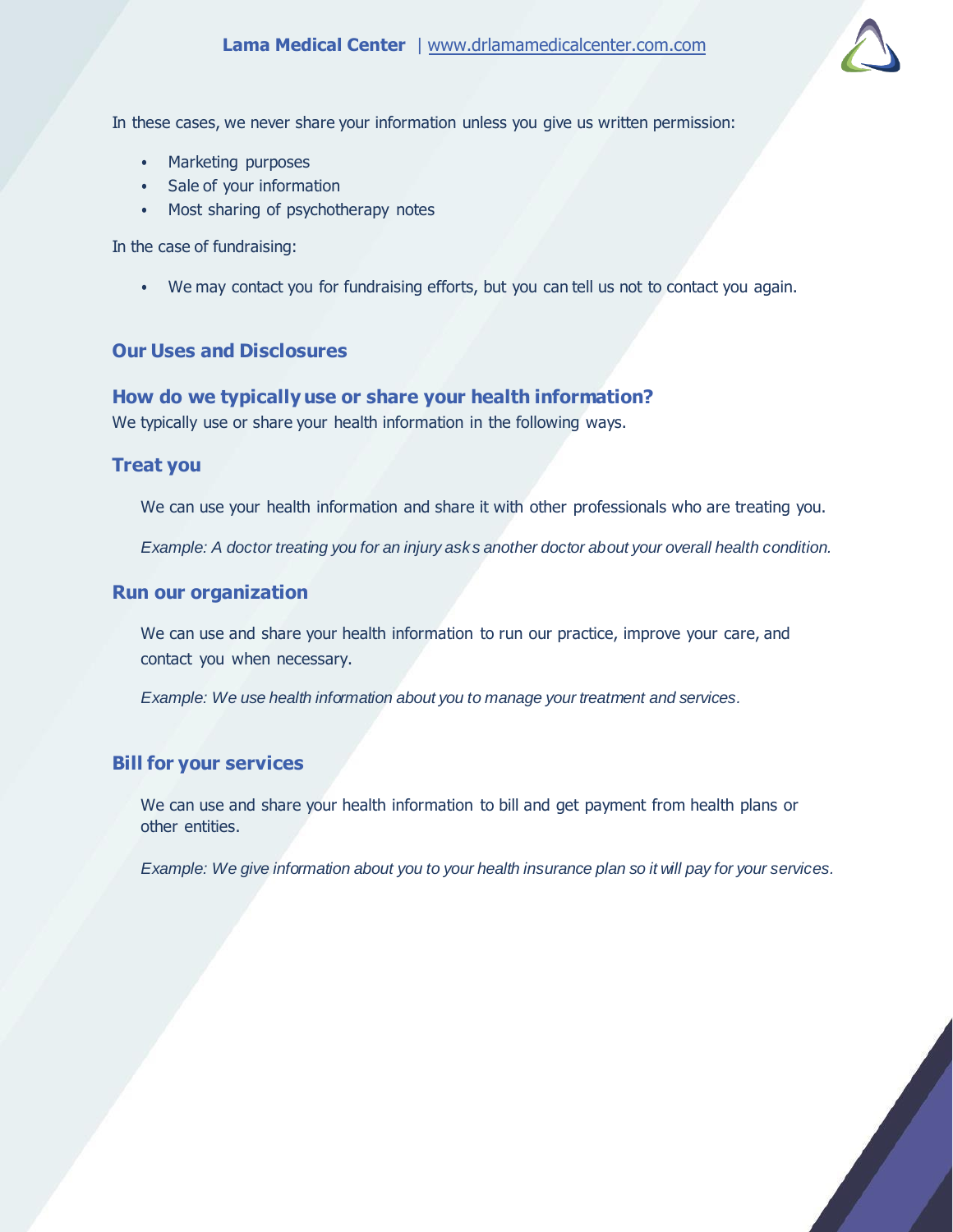In these cases, we never share your information unless you give us written permission:

- Marketing purposes
- Sale of your information
- Most sharing of psychotherapy notes

In the case of fundraising:

- We may contact you for fundraising efforts, but you can tell us not to contact you again.

## Our Uses and Disclosures

### How do we typically use or share your health information?

We typically use or share your health information in the following ways.

### Treat you

We can use your health information and share it with other professionals who are treating you.

*Example: A doctor treating you for an injury asks another doctor about your overall health condition.*

### Run our organization

We can use and share your health information to run our practice, improve your care, and contact you when necessary.

*Example: We use health information about you to manage your treatment and services.*

### Bill for your services

We can use and share your health information to bill and get payment from health plans or other entities.

*Example: We give information about you to your health insurance plan so it will pay for your services.*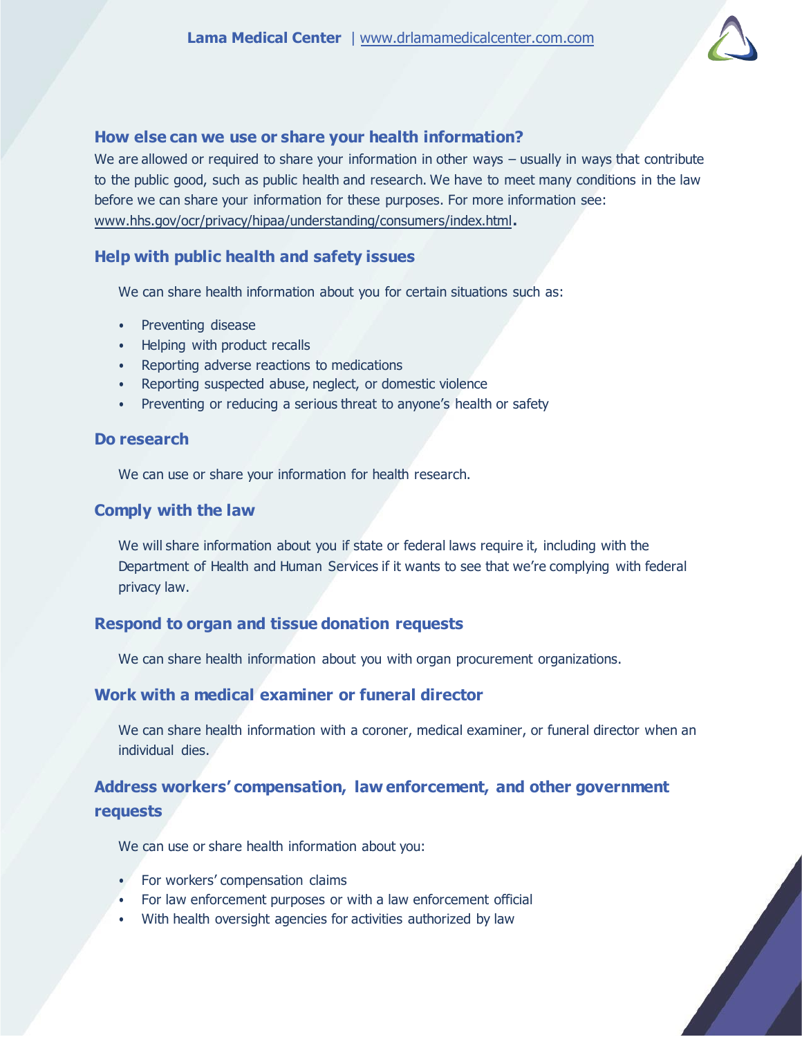## How else can we use or share your health information?

We are allowed or required to share your information in other ways – usually in ways that contribute to the public good, such as public health and research. We have to meet many conditions in the law before we can share your information for these purposes. For more information see: www.hhs.gov/ocr/privacy/hipaa/understanding/consumers/index.html.

## Help with public health and safety issues

We can share health information about you for certain situations such as:

- Preventing disease
- Helping with product recalls
- Reporting adverse reactions to medications
- Reporting suspected abuse, neglect, or domestic violence
- Preventing or reducing a serious threat to anyone's health or safety

## Do research

We can use or share your information for health research.

## Comply with the law

We will share information about you if state or federal laws require it, including with the Department of Health and Human Services if it wants to see that we're complying with federal privacy law.

## Respond to organ and tissue donation requests

We can share health information about you with organ procurement organizations.

## Work with a medical examiner or funeral director

We can share health information with a coroner, medical examiner, or funeral director when an individual dies.

## Address workers' compensation, law enforcement, and other government requests

We can use or share health information about you:

- For workers' compensation claims
- For law enforcement purposes or with a law enforcement official
- With health oversight agencies for activities authorized by law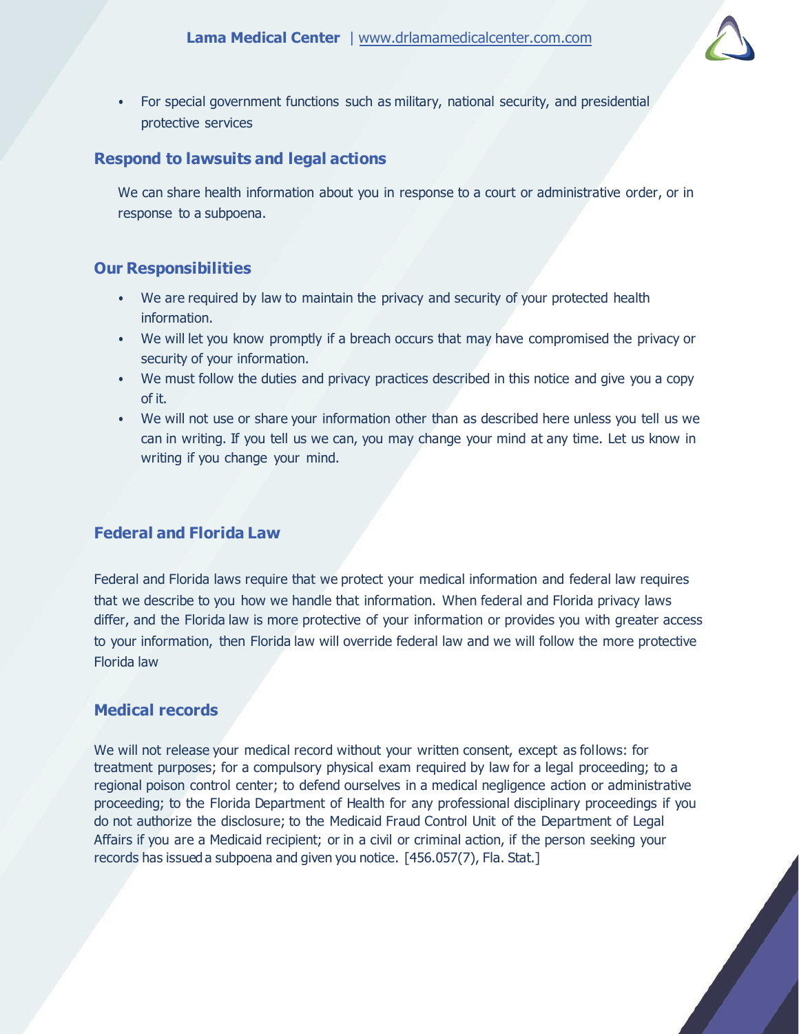- For special government functions such as military, national security, and presidential protective services

## Respond to lawsuits and legal actions

We can share health information about you in response to a court or administrative order, or in response to a subpoena.

## Our Responsibilities

- We are required by law to maintain the privacy and security of your protected health information.
- We will let you know promptly if a breach occurs that may have compromised the privacy or security of your information.
- We must follow the duties and privacy practices described in this notice and give you a copy of it.
- We will not use or share your information other than as described here unless you tell us we can in writing. If you tell us we can, you may change your mind at any time. Let us know in writing if you change your mind.

## Federal and Florida Law

Federal and Florida laws require that we protect your medical information and federal law requires that we describe to you how we handle that information. When federal and Florida privacy laws differ, and the Florida law is more protective of your information or provides you with greater access to your information, then Florida law will override federal law and we will follow the more protective Florida law

## Medical records

We will not release your medical record without your written consent, except as follows: for treatment purposes; for a compulsory physical exam required by law for a legal proceeding; to a regional poison control center; to defend ourselves in a medical negligence action or administrative proceeding; to the Florida Department of Health for any professional disciplinary proceedings if you do not authorize the disclosure; to the Medicaid Fraud Control Unit of the Department of Legal Affairs if you are a Medicaid recipient; or in a civil or criminal action, if the person seeking your records has issued a subpoena and given you notice. [456.057(7), Fla. Stat.]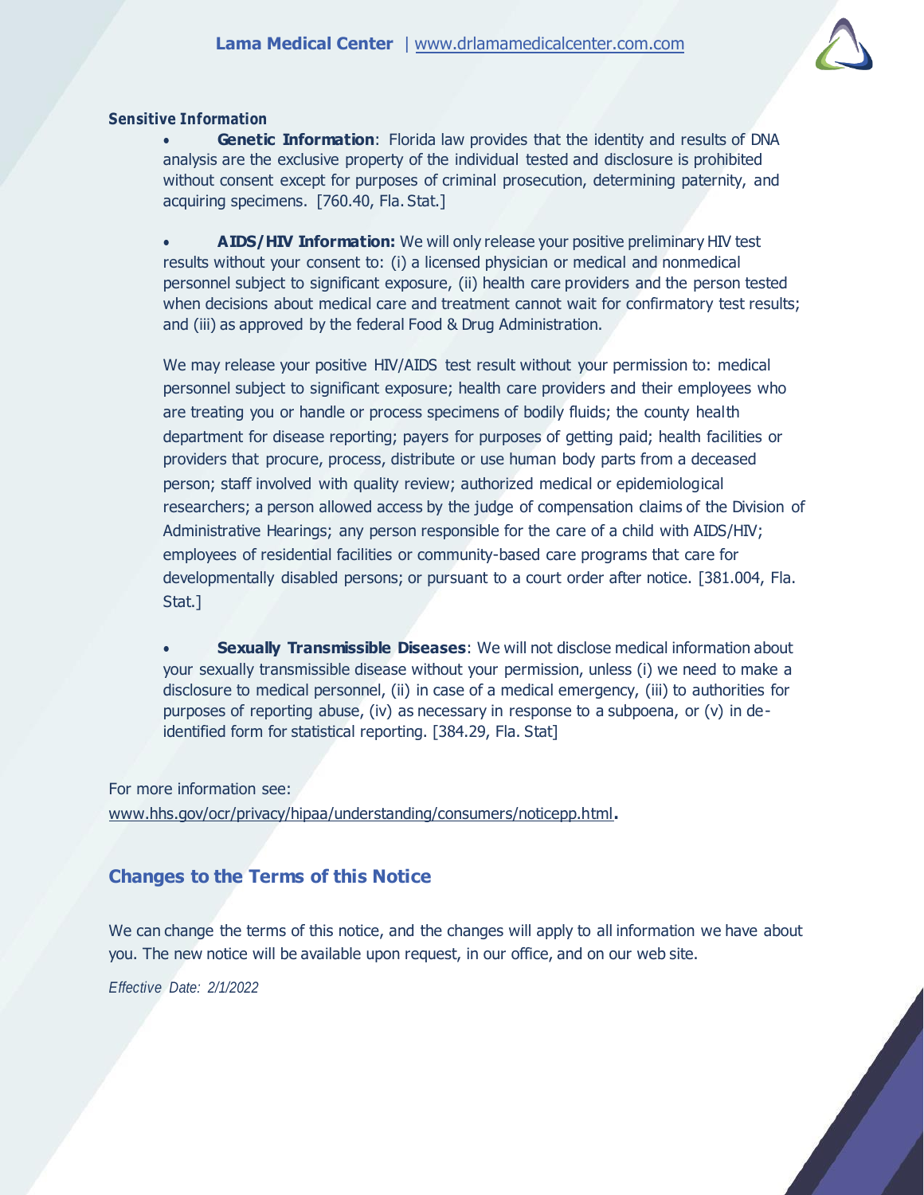**Sensitive Information**

- **Genetic Information**: Florida law provides that the identity and results of DNA analysis are the exclusive property of the individual tested and disclosure is prohibited without consent except for purposes of criminal prosecution, determining paternity, and acquiring specimens. [760.40, Fla. Stat.]

- **AIDS/HIV Information:** We will only release your positive preliminary HIV test results without your consent to: (i) a licensed physician or medical and nonmedical personnel subject to significant exposure, (ii) health care providers and the person tested when decisions about medical care and treatment cannot wait for confirmatory test results; and (iii) as approved by the federal Food & Drug Administration.

  We may release your positive HIV/AIDS test result without your permission to: medical personnel subject to significant exposure; health care providers and their employees who are treating you or handle or process specimens of bodily fluids; the county health department for disease reporting; payers for purposes of getting paid; health facilities or providers that procure, process, distribute or use human body parts from a deceased person; staff involved with quality review; authorized medical or epidemiological researchers; a person allowed access by the judge of compensation claims of the Division of Administrative Hearings; any person responsible for the care of a child with AIDS/HIV; employees of residential facilities or community-based care programs that care for developmentally disabled persons; or pursuant to a court order after notice. [381.004, Fla. Stat.]

- **Sexually Transmissible Diseases**: We will not disclose medical information about your sexually transmissible disease without your permission, unless (i) we need to make a disclosure to medical personnel, (ii) in case of a medical emergency, (iii) to authorities for purposes of reporting abuse, (iv) as necessary in response to a subpoena, or (v) in de-identified form for statistical reporting. [384.29, Fla. Stat]

For more information see: www.hhs.gov/ocr/privacy/hipaa/understanding/consumers/noticepp.html.

## Changes to the Terms of this Notice

We can change the terms of this notice, and the changes will apply to all information we have about you. The new notice will be available upon request, in our office, and on our web site.

*Effective Date: 2/1/2022*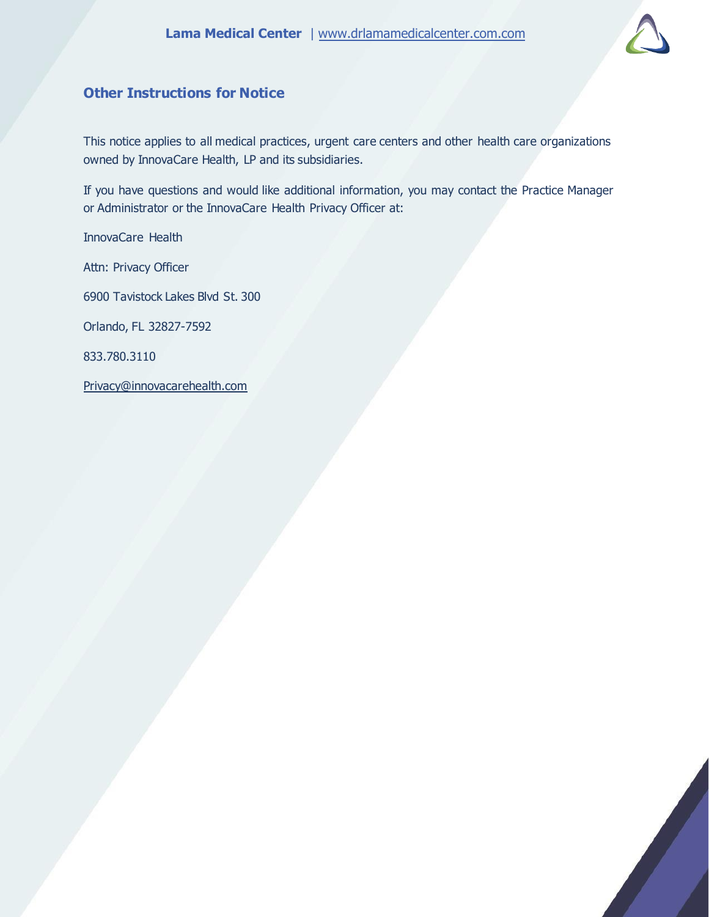## Other Instructions for Notice

This notice applies to all medical practices, urgent care centers and other health care organizations owned by InnovaCare Health, LP and its subsidiaries.

If you have questions and would like additional information, you may contact the Practice Manager or Administrator or the InnovaCare Health Privacy Officer at:

InnovaCare Health

Attn: Privacy Officer

6900 Tavistock Lakes Blvd St. 300

Orlando, FL 32827-7592

833.780.3110

Privacy@innovacarehealth.com